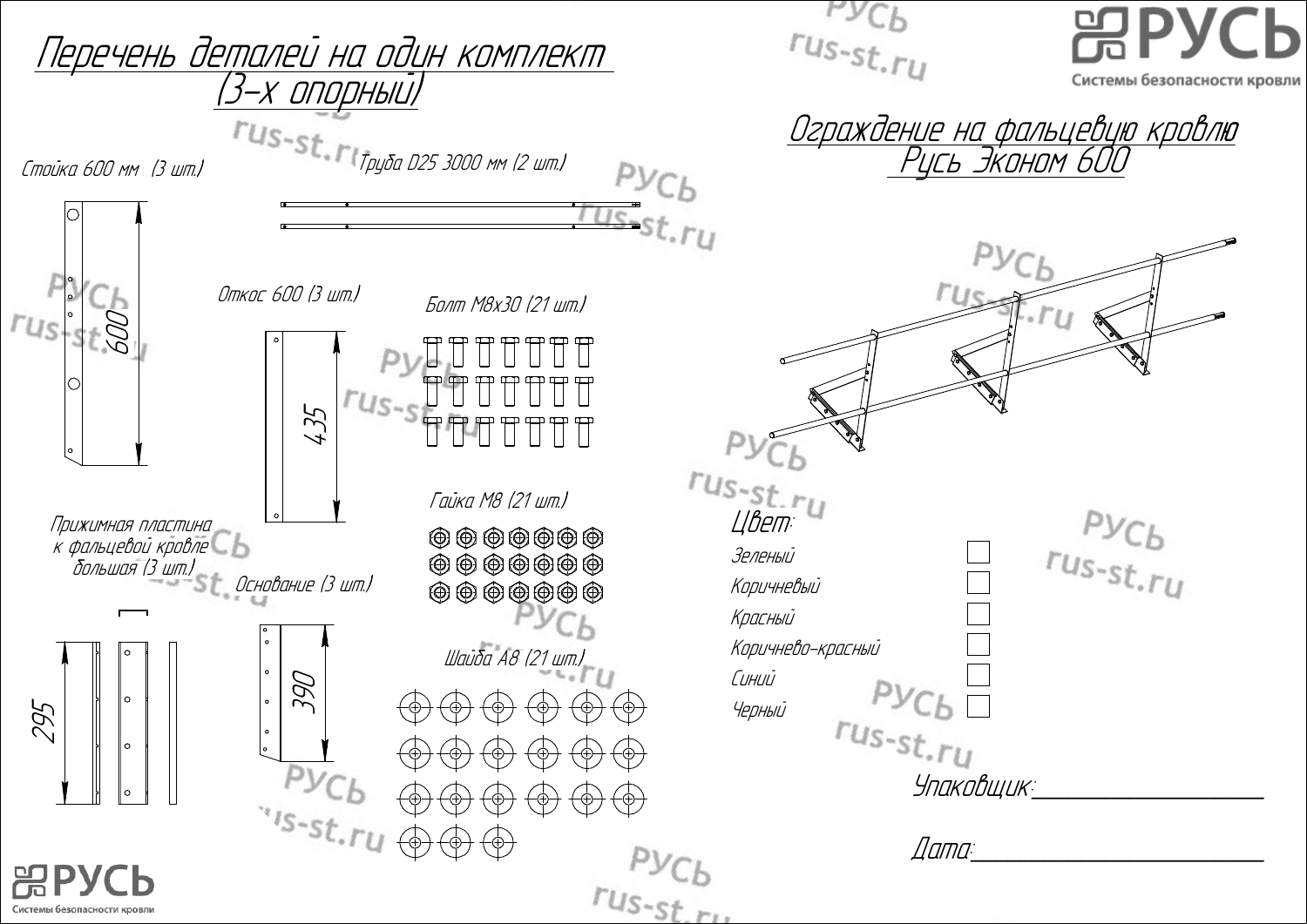# Перечень деталей на один комплект (3-х опорный)

## Ограждение на фальцевую кровлю Русь Эконом 600

Стойка 600 мм (3 шт.)

600

Труба D25 3000 мм (2 шт.)

Откос 600 (3 шт.)

435

Болт М8х30 (21 шт.)

Гайка М8 (21 шт.)

Шайба А8 (21 шт.)

Прижимная пластина к фальцевой кровле большая (3 шт.)

295

Основание (3 шт.)

390

**Цвет:**

- Зеленый ☐
- Коричневый ☐
- Красный ☐
- Коричнево-красный ☐
- Синий ☐
- Черный ☐

Упаковщик: ____________________

Дата: ____________________

РУСЬ
Системы безопасности кровли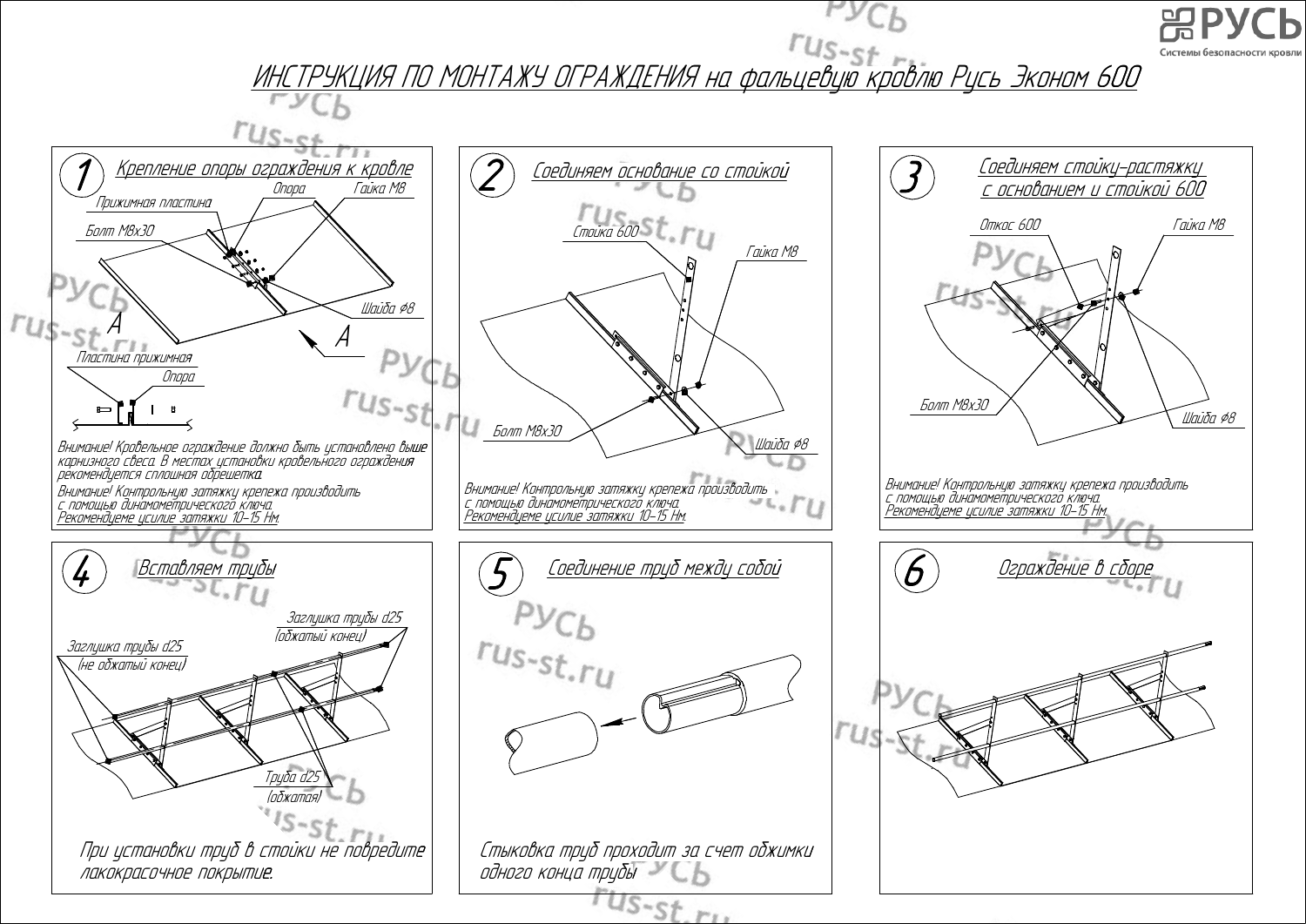# ИНСТРУКЦИЯ ПО МОНТАЖУ ОГРАЖДЕНИЯ на фальцевую кровлю Русь Эконом 600

## 1 Крепление опоры ограждения к кровле

Прижимная пластина

Опора

Гайка М8

Болт М8х30

Шайба ⌀8

А

А

Пластина прижимная

Опора

Внимание! Кровельное ограждение должно быть установлено выше карнизного свеса. В местах установки кровельного ограждения рекомендуется сплошная обрешетка.

Внимание! Контрольную затяжку крепежа производить с помощью динамометрического ключа.
Рекомендуеме усилие затяжки 10–15 Нм.

## 2 Соединяем основание со стойкой

Стойка 600

Гайка М8

Болт М8х30

Шайба ⌀8

Внимание! Контрольную затяжку крепежа производить с помощью динамометрического ключа.
Рекомендуеме усилие затяжки 10–15 Нм.

## 3 Соединяем стойку-растяжку с основанием и стойкой 600

Откос 600

Гайка М8

Болт М8х30

Шайба ⌀8

Внимание! Контрольную затяжку крепежа производить с помощью динамометрического ключа.
Рекомендуеме усилие затяжки 10–15 Нм.

## 4 Вставляем трубы

Заглушка трубы d25 (обжатый конец)

Заглушка трубы d25 (не обжатый конец)

Труба d25 (обжатая)

При установки труб в стойки не повредите лакокрасочное покрытие.

## 5 Соединение труб между собой

Стыковка труб проходит за счет обжимки одного конца трубы

## 6 Ограждение в сборе